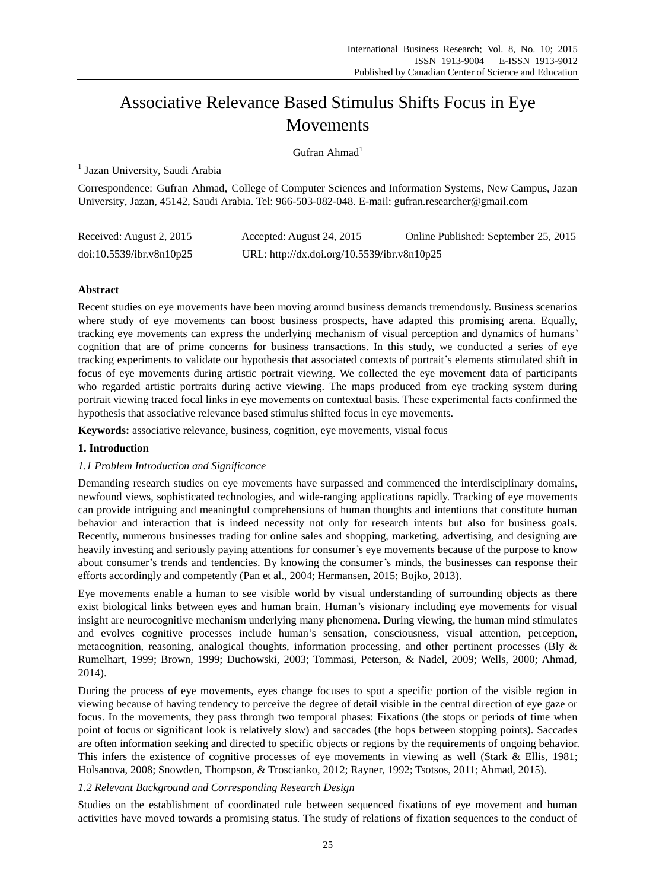# Associative Relevance Based Stimulus Shifts Focus in Eye Movements

Gufran Ahmad[1]

[1] Jazan University, Saudi Arabia

Correspondence: Gufran Ahmad, College of Computer Sciences and Information Systems, New Campus, Jazan University, Jazan, 45142, Saudi Arabia. Tel: 966-503-082-048. E-mail: gufran.researcher@gmail.com

| | | |
|---|---|---|
| Received: August 2, 2015 | Accepted: August 24, 2015 | Online Published: September 25, 2015 |
| doi:10.5539/ibr.v8n10p25 | URL: http://dx.doi.org/10.5539/ibr.v8n10p25 | |

**Abstract**

Recent studies on eye movements have been moving around business demands tremendously. Business scenarios where study of eye movements can boost business prospects, have adapted this promising arena. Equally, tracking eye movements can express the underlying mechanism of visual perception and dynamics of humans' cognition that are of prime concerns for business transactions. In this study, we conducted a series of eye tracking experiments to validate our hypothesis that associated contexts of portrait's elements stimulated shift in focus of eye movements during artistic portrait viewing. We collected the eye movement data of participants who regarded artistic portraits during active viewing. The maps produced from eye tracking system during portrait viewing traced focal links in eye movements on contextual basis. These experimental facts confirmed the hypothesis that associative relevance based stimulus shifted focus in eye movements.

**Keywords:** associative relevance, business, cognition, eye movements, visual focus

## 1. Introduction

### *1.1 Problem Introduction and Significance*

Demanding research studies on eye movements have surpassed and commenced the interdisciplinary domains, newfound views, sophisticated technologies, and wide-ranging applications rapidly. Tracking of eye movements can provide intriguing and meaningful comprehensions of human thoughts and intentions that constitute human behavior and interaction that is indeed necessity not only for research intents but also for business goals. Recently, numerous businesses trading for online sales and shopping, marketing, advertising, and designing are heavily investing and seriously paying attentions for consumer's eye movements because of the purpose to know about consumer's trends and tendencies. By knowing the consumer's minds, the businesses can response their efforts accordingly and competently (Pan et al., 2004; Hermansen, 2015; Bojko, 2013).

Eye movements enable a human to see visible world by visual understanding of surrounding objects as there exist biological links between eyes and human brain. Human's visionary including eye movements for visual insight are neurocognitive mechanism underlying many phenomena. During viewing, the human mind stimulates and evolves cognitive processes include human's sensation, consciousness, visual attention, perception, metacognition, reasoning, analogical thoughts, information processing, and other pertinent processes (Bly & Rumelhart, 1999; Brown, 1999; Duchowski, 2003; Tommasi, Peterson, & Nadel, 2009; Wells, 2000; Ahmad, 2014).

During the process of eye movements, eyes change focuses to spot a specific portion of the visible region in viewing because of having tendency to perceive the degree of detail visible in the central direction of eye gaze or focus. In the movements, they pass through two temporal phases: Fixations (the stops or periods of time when point of focus or significant look is relatively slow) and saccades (the hops between stopping points). Saccades are often information seeking and directed to specific objects or regions by the requirements of ongoing behavior. This infers the existence of cognitive processes of eye movements in viewing as well (Stark & Ellis, 1981; Holsanova, 2008; Snowden, Thompson, & Troscianko, 2012; Rayner, 1992; Tsotsos, 2011; Ahmad, 2015).

### *1.2 Relevant Background and Corresponding Research Design*

Studies on the establishment of coordinated rule between sequenced fixations of eye movement and human activities have moved towards a promising status. The study of relations of fixation sequences to the conduct of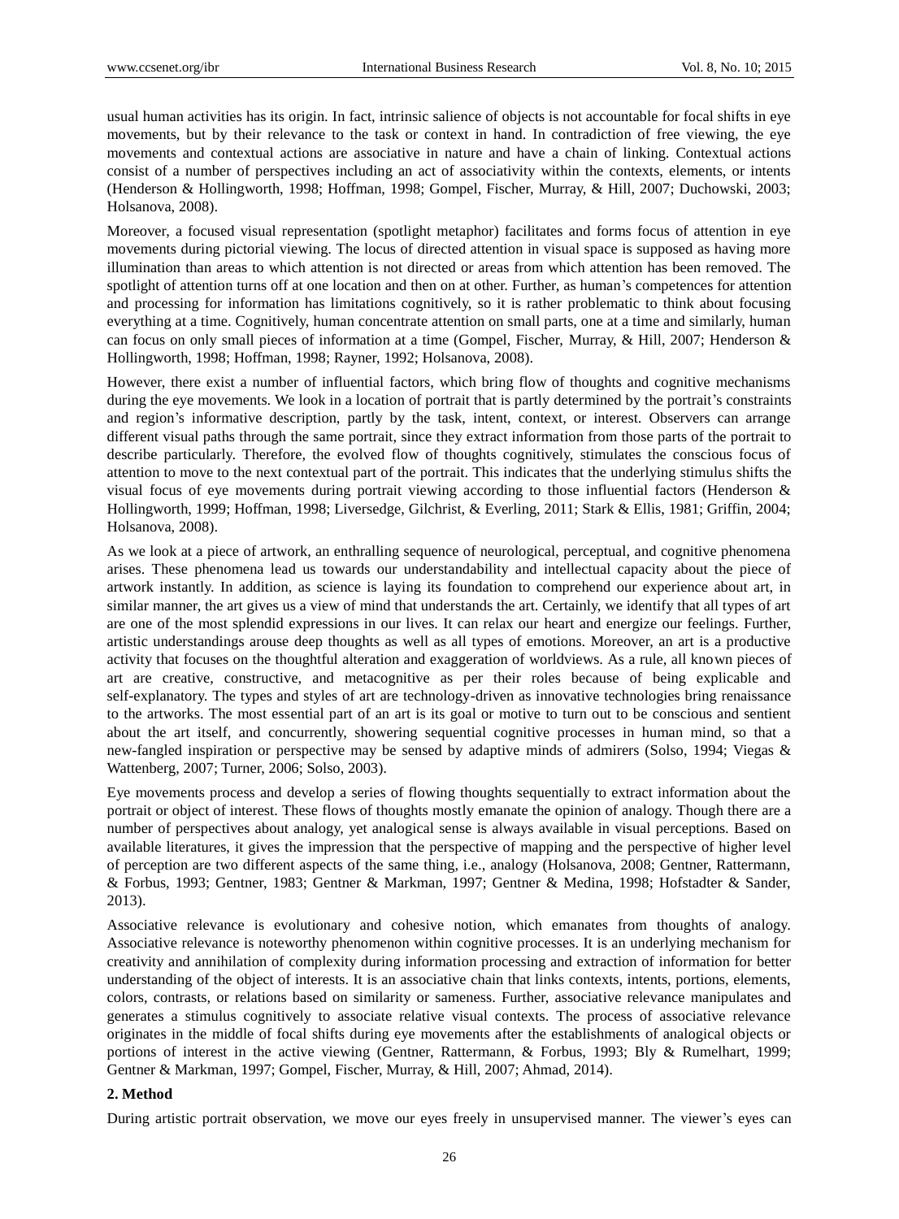usual human activities has its origin. In fact, intrinsic salience of objects is not accountable for focal shifts in eye movements, but by their relevance to the task or context in hand. In contradiction of free viewing, the eye movements and contextual actions are associative in nature and have a chain of linking. Contextual actions consist of a number of perspectives including an act of associativity within the contexts, elements, or intents (Henderson & Hollingworth, 1998; Hoffman, 1998; Gompel, Fischer, Murray, & Hill, 2007; Duchowski, 2003; Holsanova, 2008).

Moreover, a focused visual representation (spotlight metaphor) facilitates and forms focus of attention in eye movements during pictorial viewing. The locus of directed attention in visual space is supposed as having more illumination than areas to which attention is not directed or areas from which attention has been removed. The spotlight of attention turns off at one location and then on at other. Further, as human's competences for attention and processing for information has limitations cognitively, so it is rather problematic to think about focusing everything at a time. Cognitively, human concentrate attention on small parts, one at a time and similarly, human can focus on only small pieces of information at a time (Gompel, Fischer, Murray, & Hill, 2007; Henderson & Hollingworth, 1998; Hoffman, 1998; Rayner, 1992; Holsanova, 2008).

However, there exist a number of influential factors, which bring flow of thoughts and cognitive mechanisms during the eye movements. We look in a location of portrait that is partly determined by the portrait's constraints and region's informative description, partly by the task, intent, context, or interest. Observers can arrange different visual paths through the same portrait, since they extract information from those parts of the portrait to describe particularly. Therefore, the evolved flow of thoughts cognitively, stimulates the conscious focus of attention to move to the next contextual part of the portrait. This indicates that the underlying stimulus shifts the visual focus of eye movements during portrait viewing according to those influential factors (Henderson & Hollingworth, 1999; Hoffman, 1998; Liversedge, Gilchrist, & Everling, 2011; Stark & Ellis, 1981; Griffin, 2004; Holsanova, 2008).

As we look at a piece of artwork, an enthralling sequence of neurological, perceptual, and cognitive phenomena arises. These phenomena lead us towards our understandability and intellectual capacity about the piece of artwork instantly. In addition, as science is laying its foundation to comprehend our experience about art, in similar manner, the art gives us a view of mind that understands the art. Certainly, we identify that all types of art are one of the most splendid expressions in our lives. It can relax our heart and energize our feelings. Further, artistic understandings arouse deep thoughts as well as all types of emotions. Moreover, an art is a productive activity that focuses on the thoughtful alteration and exaggeration of worldviews. As a rule, all known pieces of art are creative, constructive, and metacognitive as per their roles because of being explicable and self-explanatory. The types and styles of art are technology-driven as innovative technologies bring renaissance to the artworks. The most essential part of an art is its goal or motive to turn out to be conscious and sentient about the art itself, and concurrently, showering sequential cognitive processes in human mind, so that a new-fangled inspiration or perspective may be sensed by adaptive minds of admirers (Solso, 1994; Viegas & Wattenberg, 2007; Turner, 2006; Solso, 2003).

Eye movements process and develop a series of flowing thoughts sequentially to extract information about the portrait or object of interest. These flows of thoughts mostly emanate the opinion of analogy. Though there are a number of perspectives about analogy, yet analogical sense is always available in visual perceptions. Based on available literatures, it gives the impression that the perspective of mapping and the perspective of higher level of perception are two different aspects of the same thing, i.e., analogy (Holsanova, 2008; Gentner, Rattermann, & Forbus, 1993; Gentner, 1983; Gentner & Markman, 1997; Gentner & Medina, 1998; Hofstadter & Sander, 2013).

Associative relevance is evolutionary and cohesive notion, which emanates from thoughts of analogy. Associative relevance is noteworthy phenomenon within cognitive processes. It is an underlying mechanism for creativity and annihilation of complexity during information processing and extraction of information for better understanding of the object of interests. It is an associative chain that links contexts, intents, portions, elements, colors, contrasts, or relations based on similarity or sameness. Further, associative relevance manipulates and generates a stimulus cognitively to associate relative visual contexts. The process of associative relevance originates in the middle of focal shifts during eye movements after the establishments of analogical objects or portions of interest in the active viewing (Gentner, Rattermann, & Forbus, 1993; Bly & Rumelhart, 1999; Gentner & Markman, 1997; Gompel, Fischer, Murray, & Hill, 2007; Ahmad, 2014).

## 2. Method

During artistic portrait observation, we move our eyes freely in unsupervised manner. The viewer's eyes can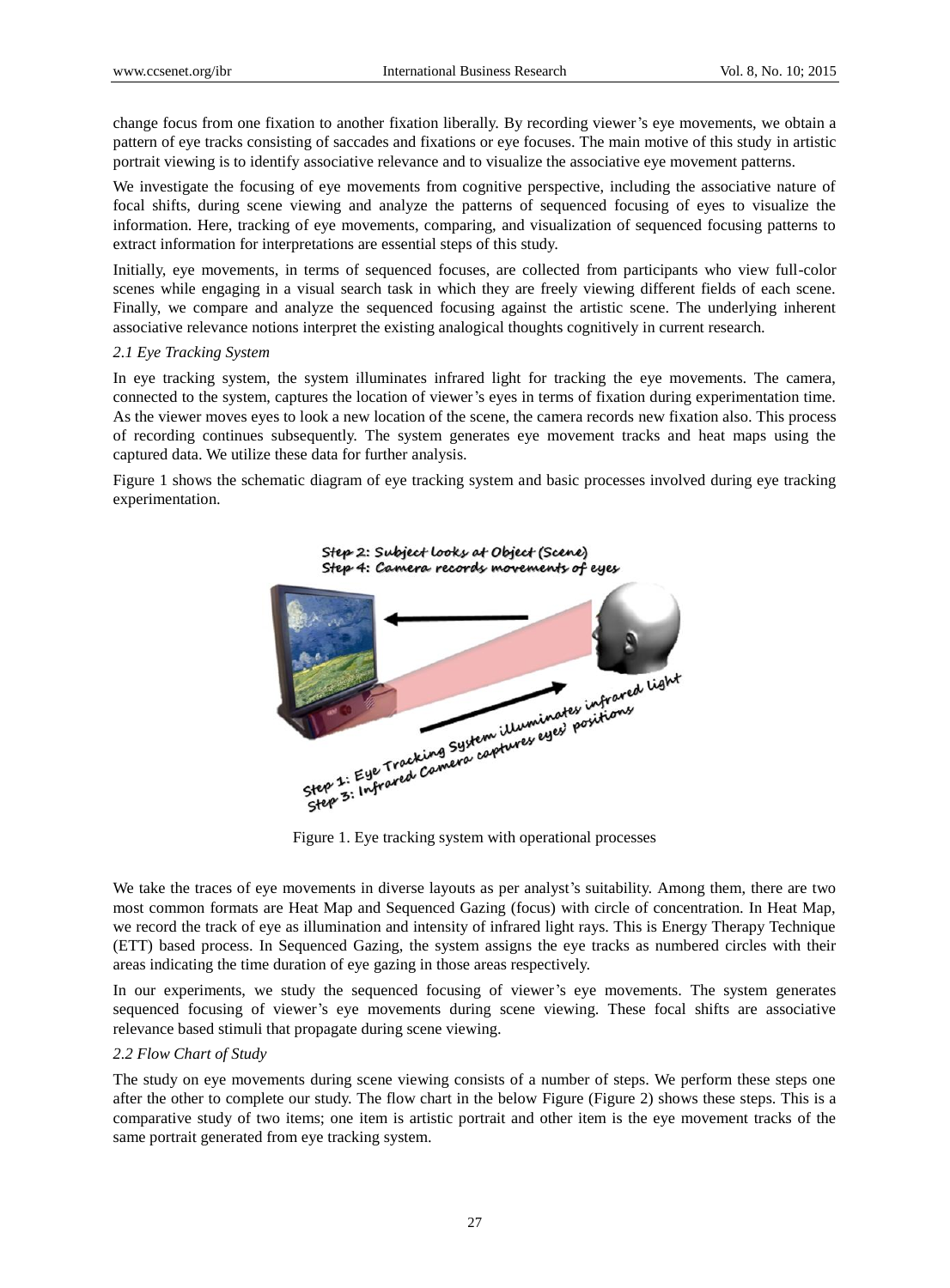change focus from one fixation to another fixation liberally. By recording viewer's eye movements, we obtain a pattern of eye tracks consisting of saccades and fixations or eye focuses. The main motive of this study in artistic portrait viewing is to identify associative relevance and to visualize the associative eye movement patterns.

We investigate the focusing of eye movements from cognitive perspective, including the associative nature of focal shifts, during scene viewing and analyze the patterns of sequenced focusing of eyes to visualize the information. Here, tracking of eye movements, comparing, and visualization of sequenced focusing patterns to extract information for interpretations are essential steps of this study.

Initially, eye movements, in terms of sequenced focuses, are collected from participants who view full-color scenes while engaging in a visual search task in which they are freely viewing different fields of each scene. Finally, we compare and analyze the sequenced focusing against the artistic scene. The underlying inherent associative relevance notions interpret the existing analogical thoughts cognitively in current research.

### *2.1 Eye Tracking System*

In eye tracking system, the system illuminates infrared light for tracking the eye movements. The camera, connected to the system, captures the location of viewer's eyes in terms of fixation during experimentation time. As the viewer moves eyes to look a new location of the scene, the camera records new fixation also. This process of recording continues subsequently. The system generates eye movement tracks and heat maps using the captured data. We utilize these data for further analysis.

Figure 1 shows the schematic diagram of eye tracking system and basic processes involved during eye tracking experimentation.

Step 2: Subject looks at Object (Scene)
Step 4: Camera records movements of eyes
Step 1: Eye Tracking System illuminates infrared light
Step 3: Infrared Camera captures eyes' positions

Figure 1. Eye tracking system with operational processes

We take the traces of eye movements in diverse layouts as per analyst's suitability. Among them, there are two most common formats are Heat Map and Sequenced Gazing (focus) with circle of concentration. In Heat Map, we record the track of eye as illumination and intensity of infrared light rays. This is Energy Therapy Technique (ETT) based process. In Sequenced Gazing, the system assigns the eye tracks as numbered circles with their areas indicating the time duration of eye gazing in those areas respectively.

In our experiments, we study the sequenced focusing of viewer's eye movements. The system generates sequenced focusing of viewer's eye movements during scene viewing. These focal shifts are associative relevance based stimuli that propagate during scene viewing.

### *2.2 Flow Chart of Study*

The study on eye movements during scene viewing consists of a number of steps. We perform these steps one after the other to complete our study. The flow chart in the below Figure (Figure 2) shows these steps. This is a comparative study of two items; one item is artistic portrait and other item is the eye movement tracks of the same portrait generated from eye tracking system.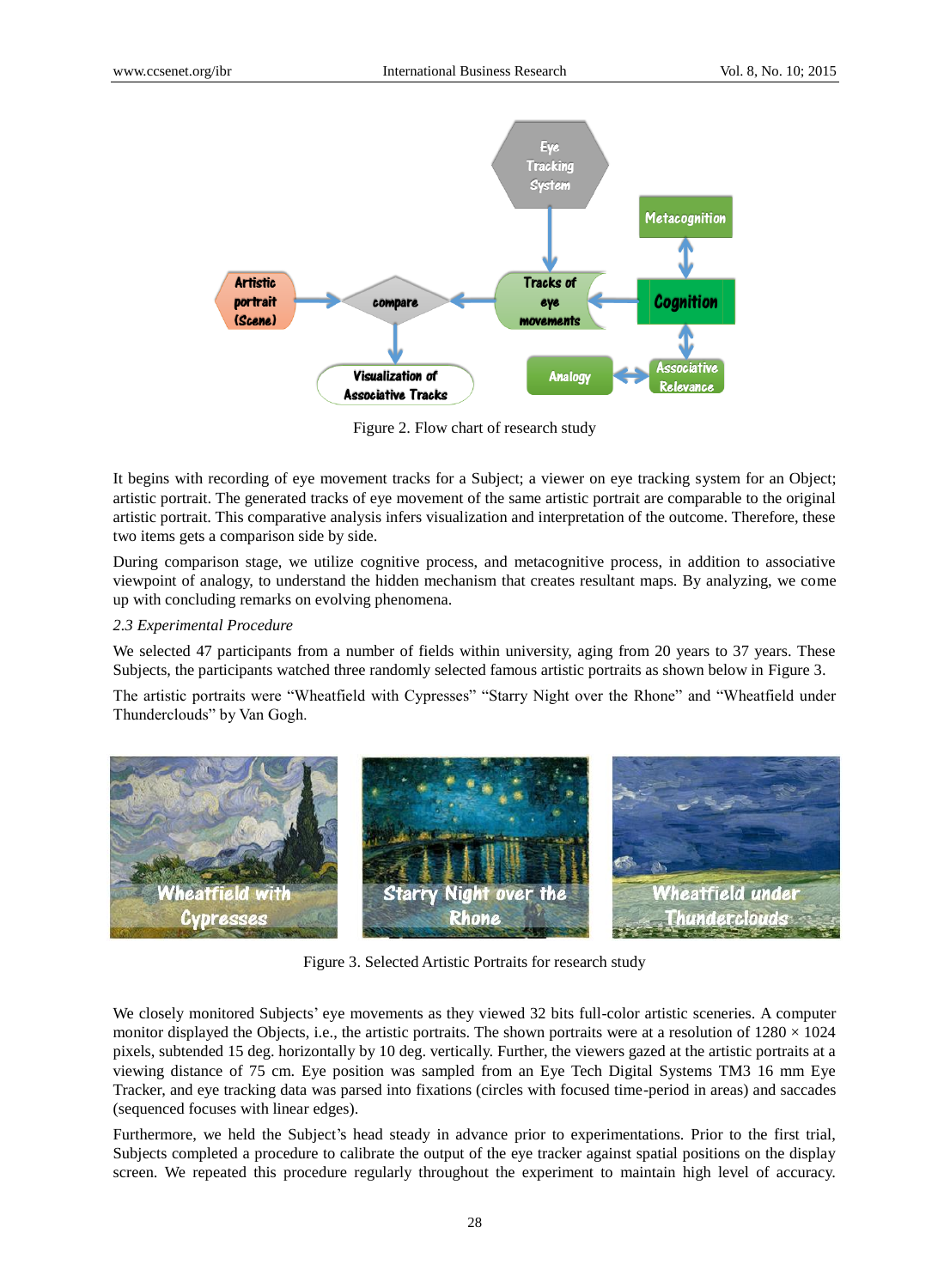Figure 2. Flow chart of research study

It begins with recording of eye movement tracks for a Subject; a viewer on eye tracking system for an Object; artistic portrait. The generated tracks of eye movement of the same artistic portrait are comparable to the original artistic portrait. This comparative analysis infers visualization and interpretation of the outcome. Therefore, these two items gets a comparison side by side.

During comparison stage, we utilize cognitive process, and metacognitive process, in addition to associative viewpoint of analogy, to understand the hidden mechanism that creates resultant maps. By analyzing, we come up with concluding remarks on evolving phenomena.

*2.3 Experimental Procedure*

We selected 47 participants from a number of fields within university, aging from 20 years to 37 years. These Subjects, the participants watched three randomly selected famous artistic portraits as shown below in Figure 3.

The artistic portraits were "Wheatfield with Cypresses" "Starry Night over the Rhone" and "Wheatfield under Thunderclouds" by Van Gogh.

Figure 3. Selected Artistic Portraits for research study

We closely monitored Subjects' eye movements as they viewed 32 bits full-color artistic sceneries. A computer monitor displayed the Objects, i.e., the artistic portraits. The shown portraits were at a resolution of 1280 × 1024 pixels, subtended 15 deg. horizontally by 10 deg. vertically. Further, the viewers gazed at the artistic portraits at a viewing distance of 75 cm. Eye position was sampled from an Eye Tech Digital Systems TM3 16 mm Eye Tracker, and eye tracking data was parsed into fixations (circles with focused time-period in areas) and saccades (sequenced focuses with linear edges).

Furthermore, we held the Subject's head steady in advance prior to experimentations. Prior to the first trial, Subjects completed a procedure to calibrate the output of the eye tracker against spatial positions on the display screen. We repeated this procedure regularly throughout the experiment to maintain high level of accuracy.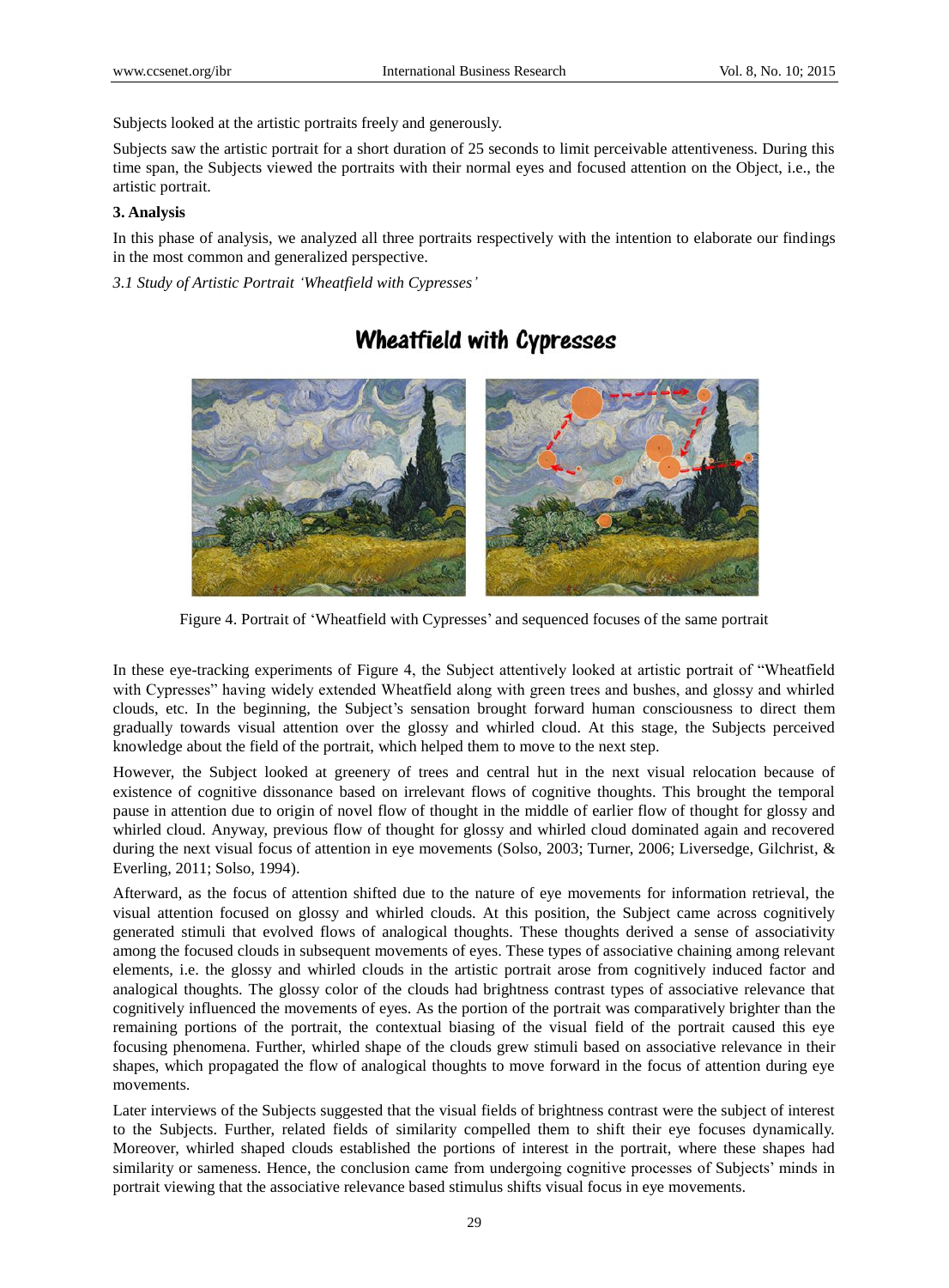Subjects looked at the artistic portraits freely and generously.

Subjects saw the artistic portrait for a short duration of 25 seconds to limit perceivable attentiveness. During this time span, the Subjects viewed the portraits with their normal eyes and focused attention on the Object, i.e., the artistic portrait.

## 3. Analysis

In this phase of analysis, we analyzed all three portraits respectively with the intention to elaborate our findings in the most common and generalized perspective.

### *3.1 Study of Artistic Portrait 'Wheatfield with Cypresses'*

Wheatfield with Cypresses

Figure 4. Portrait of 'Wheatfield with Cypresses' and sequenced focuses of the same portrait

In these eye-tracking experiments of Figure 4, the Subject attentively looked at artistic portrait of "Wheatfield with Cypresses" having widely extended Wheatfield along with green trees and bushes, and glossy and whirled clouds, etc. In the beginning, the Subject's sensation brought forward human consciousness to direct them gradually towards visual attention over the glossy and whirled cloud. At this stage, the Subjects perceived knowledge about the field of the portrait, which helped them to move to the next step.

However, the Subject looked at greenery of trees and central hut in the next visual relocation because of existence of cognitive dissonance based on irrelevant flows of cognitive thoughts. This brought the temporal pause in attention due to origin of novel flow of thought in the middle of earlier flow of thought for glossy and whirled cloud. Anyway, previous flow of thought for glossy and whirled cloud dominated again and recovered during the next visual focus of attention in eye movements (Solso, 2003; Turner, 2006; Liversedge, Gilchrist, & Everling, 2011; Solso, 1994).

Afterward, as the focus of attention shifted due to the nature of eye movements for information retrieval, the visual attention focused on glossy and whirled clouds. At this position, the Subject came across cognitively generated stimuli that evolved flows of analogical thoughts. These thoughts derived a sense of associativity among the focused clouds in subsequent movements of eyes. These types of associative chaining among relevant elements, i.e. the glossy and whirled clouds in the artistic portrait arose from cognitively induced factor and analogical thoughts. The glossy color of the clouds had brightness contrast types of associative relevance that cognitively influenced the movements of eyes. As the portion of the portrait was comparatively brighter than the remaining portions of the portrait, the contextual biasing of the visual field of the portrait caused this eye focusing phenomena. Further, whirled shape of the clouds grew stimuli based on associative relevance in their shapes, which propagated the flow of analogical thoughts to move forward in the focus of attention during eye movements.

Later interviews of the Subjects suggested that the visual fields of brightness contrast were the subject of interest to the Subjects. Further, related fields of similarity compelled them to shift their eye focuses dynamically. Moreover, whirled shaped clouds established the portions of interest in the portrait, where these shapes had similarity or sameness. Hence, the conclusion came from undergoing cognitive processes of Subjects' minds in portrait viewing that the associative relevance based stimulus shifts visual focus in eye movements.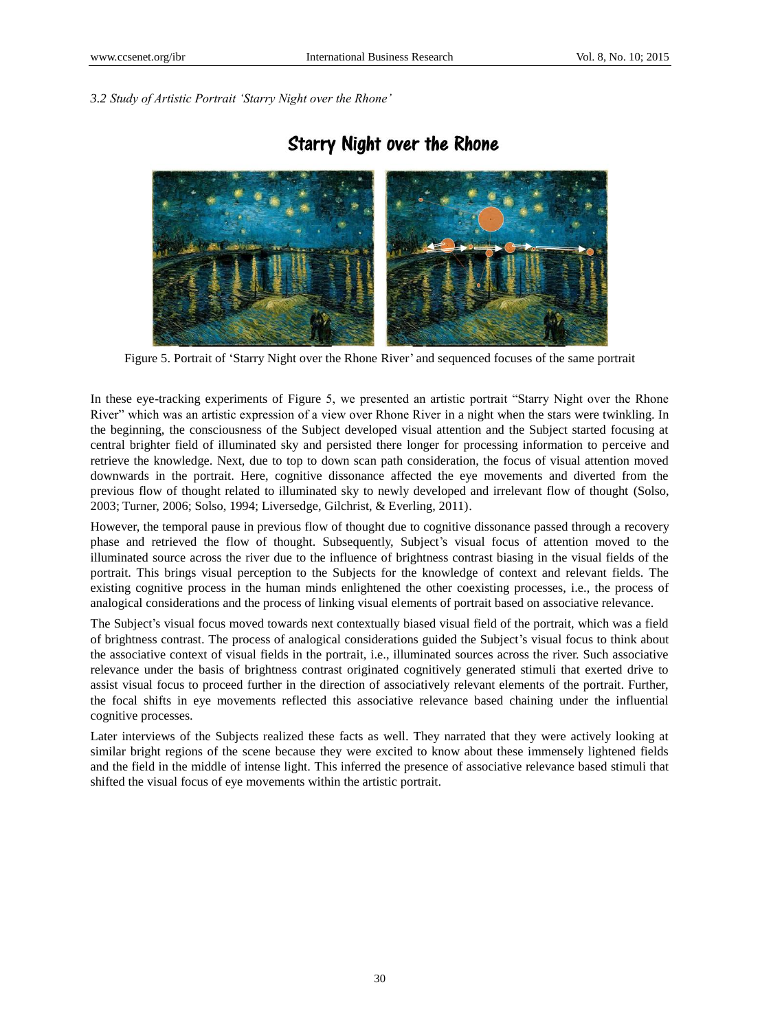*3.2 Study of Artistic Portrait 'Starry Night over the Rhone'*

Starry Night over the Rhone

Figure 5. Portrait of 'Starry Night over the Rhone River' and sequenced focuses of the same portrait

In these eye-tracking experiments of Figure 5, we presented an artistic portrait "Starry Night over the Rhone River" which was an artistic expression of a view over Rhone River in a night when the stars were twinkling. In the beginning, the consciousness of the Subject developed visual attention and the Subject started focusing at central brighter field of illuminated sky and persisted there longer for processing information to perceive and retrieve the knowledge. Next, due to top to down scan path consideration, the focus of visual attention moved downwards in the portrait. Here, cognitive dissonance affected the eye movements and diverted from the previous flow of thought related to illuminated sky to newly developed and irrelevant flow of thought (Solso, 2003; Turner, 2006; Solso, 1994; Liversedge, Gilchrist, & Everling, 2011).

However, the temporal pause in previous flow of thought due to cognitive dissonance passed through a recovery phase and retrieved the flow of thought. Subsequently, Subject's visual focus of attention moved to the illuminated source across the river due to the influence of brightness contrast biasing in the visual fields of the portrait. This brings visual perception to the Subjects for the knowledge of context and relevant fields. The existing cognitive process in the human minds enlightened the other coexisting processes, i.e., the process of analogical considerations and the process of linking visual elements of portrait based on associative relevance.

The Subject's visual focus moved towards next contextually biased visual field of the portrait, which was a field of brightness contrast. The process of analogical considerations guided the Subject's visual focus to think about the associative context of visual fields in the portrait, i.e., illuminated sources across the river. Such associative relevance under the basis of brightness contrast originated cognitively generated stimuli that exerted drive to assist visual focus to proceed further in the direction of associatively relevant elements of the portrait. Further, the focal shifts in eye movements reflected this associative relevance based chaining under the influential cognitive processes.

Later interviews of the Subjects realized these facts as well. They narrated that they were actively looking at similar bright regions of the scene because they were excited to know about these immensely lightened fields and the field in the middle of intense light. This inferred the presence of associative relevance based stimuli that shifted the visual focus of eye movements within the artistic portrait.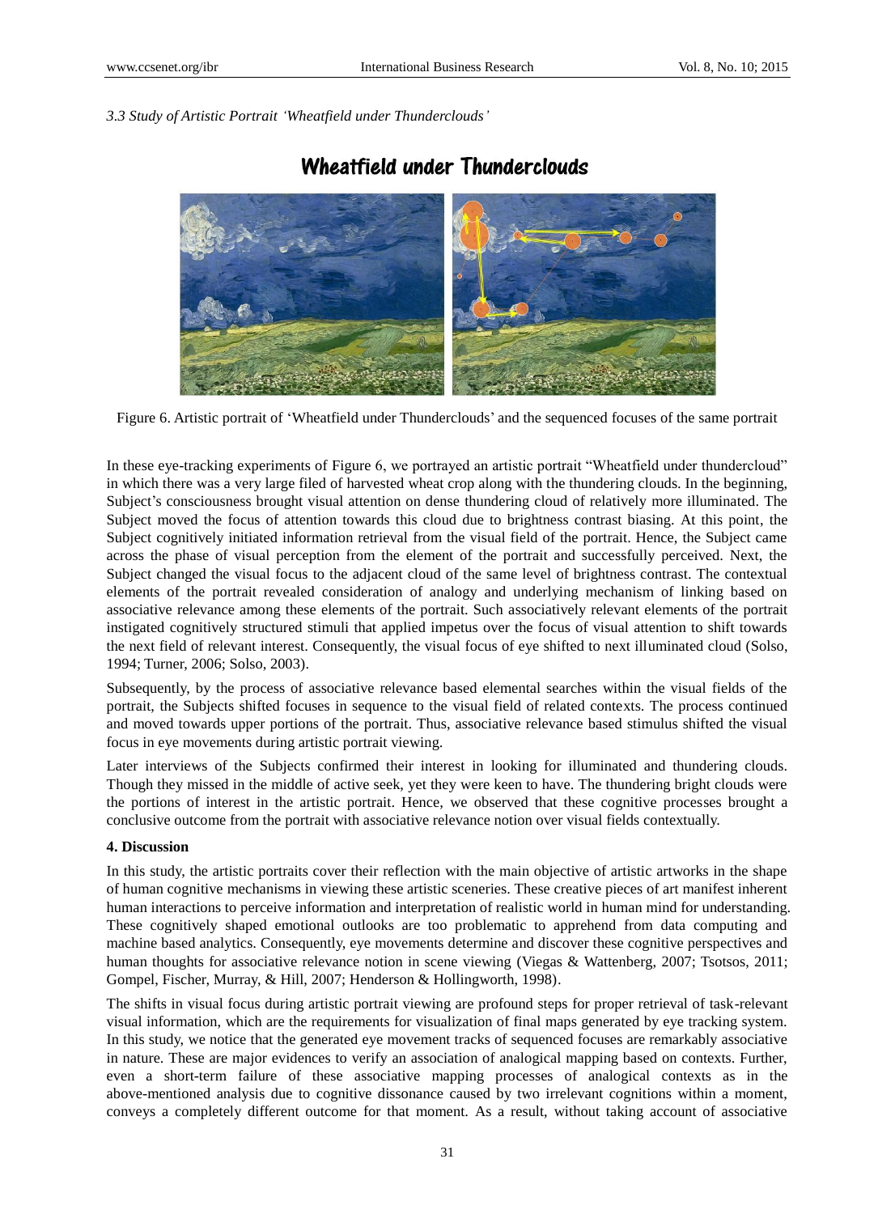*3.3 Study of Artistic Portrait 'Wheatfield under Thunderclouds'*

Wheatfield under Thunderclouds

Figure 6. Artistic portrait of 'Wheatfield under Thunderclouds' and the sequenced focuses of the same portrait

In these eye-tracking experiments of Figure 6, we portrayed an artistic portrait "Wheatfield under thundercloud" in which there was a very large filed of harvested wheat crop along with the thundering clouds. In the beginning, Subject's consciousness brought visual attention on dense thundering cloud of relatively more illuminated. The Subject moved the focus of attention towards this cloud due to brightness contrast biasing. At this point, the Subject cognitively initiated information retrieval from the visual field of the portrait. Hence, the Subject came across the phase of visual perception from the element of the portrait and successfully perceived. Next, the Subject changed the visual focus to the adjacent cloud of the same level of brightness contrast. The contextual elements of the portrait revealed consideration of analogy and underlying mechanism of linking based on associative relevance among these elements of the portrait. Such associatively relevant elements of the portrait instigated cognitively structured stimuli that applied impetus over the focus of visual attention to shift towards the next field of relevant interest. Consequently, the visual focus of eye shifted to next illuminated cloud (Solso, 1994; Turner, 2006; Solso, 2003).

Subsequently, by the process of associative relevance based elemental searches within the visual fields of the portrait, the Subjects shifted focuses in sequence to the visual field of related contexts. The process continued and moved towards upper portions of the portrait. Thus, associative relevance based stimulus shifted the visual focus in eye movements during artistic portrait viewing.

Later interviews of the Subjects confirmed their interest in looking for illuminated and thundering clouds. Though they missed in the middle of active seek, yet they were keen to have. The thundering bright clouds were the portions of interest in the artistic portrait. Hence, we observed that these cognitive processes brought a conclusive outcome from the portrait with associative relevance notion over visual fields contextually.

**4. Discussion**

In this study, the artistic portraits cover their reflection with the main objective of artistic artworks in the shape of human cognitive mechanisms in viewing these artistic sceneries. These creative pieces of art manifest inherent human interactions to perceive information and interpretation of realistic world in human mind for understanding. These cognitively shaped emotional outlooks are too problematic to apprehend from data computing and machine based analytics. Consequently, eye movements determine and discover these cognitive perspectives and human thoughts for associative relevance notion in scene viewing (Viegas & Wattenberg, 2007; Tsotsos, 2011; Gompel, Fischer, Murray, & Hill, 2007; Henderson & Hollingworth, 1998).

The shifts in visual focus during artistic portrait viewing are profound steps for proper retrieval of task-relevant visual information, which are the requirements for visualization of final maps generated by eye tracking system. In this study, we notice that the generated eye movement tracks of sequenced focuses are remarkably associative in nature. These are major evidences to verify an association of analogical mapping based on contexts. Further, even a short-term failure of these associative mapping processes of analogical contexts as in the above-mentioned analysis due to cognitive dissonance caused by two irrelevant cognitions within a moment, conveys a completely different outcome for that moment. As a result, without taking account of associative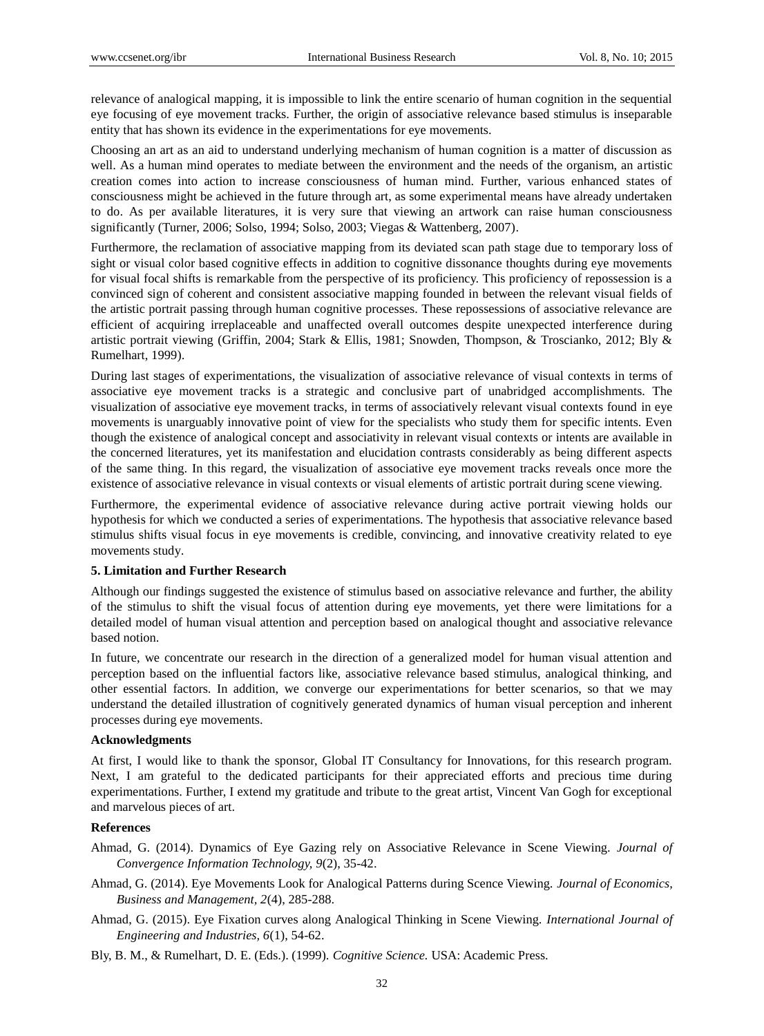relevance of analogical mapping, it is impossible to link the entire scenario of human cognition in the sequential eye focusing of eye movement tracks. Further, the origin of associative relevance based stimulus is inseparable entity that has shown its evidence in the experimentations for eye movements.

Choosing an art as an aid to understand underlying mechanism of human cognition is a matter of discussion as well. As a human mind operates to mediate between the environment and the needs of the organism, an artistic creation comes into action to increase consciousness of human mind. Further, various enhanced states of consciousness might be achieved in the future through art, as some experimental means have already undertaken to do. As per available literatures, it is very sure that viewing an artwork can raise human consciousness significantly (Turner, 2006; Solso, 1994; Solso, 2003; Viegas & Wattenberg, 2007).

Furthermore, the reclamation of associative mapping from its deviated scan path stage due to temporary loss of sight or visual color based cognitive effects in addition to cognitive dissonance thoughts during eye movements for visual focal shifts is remarkable from the perspective of its proficiency. This proficiency of repossession is a convinced sign of coherent and consistent associative mapping founded in between the relevant visual fields of the artistic portrait passing through human cognitive processes. These repossessions of associative relevance are efficient of acquiring irreplaceable and unaffected overall outcomes despite unexpected interference during artistic portrait viewing (Griffin, 2004; Stark & Ellis, 1981; Snowden, Thompson, & Troscianko, 2012; Bly & Rumelhart, 1999).

During last stages of experimentations, the visualization of associative relevance of visual contexts in terms of associative eye movement tracks is a strategic and conclusive part of unabridged accomplishments. The visualization of associative eye movement tracks, in terms of associatively relevant visual contexts found in eye movements is unarguably innovative point of view for the specialists who study them for specific intents. Even though the existence of analogical concept and associativity in relevant visual contexts or intents are available in the concerned literatures, yet its manifestation and elucidation contrasts considerably as being different aspects of the same thing. In this regard, the visualization of associative eye movement tracks reveals once more the existence of associative relevance in visual contexts or visual elements of artistic portrait during scene viewing.

Furthermore, the experimental evidence of associative relevance during active portrait viewing holds our hypothesis for which we conducted a series of experimentations. The hypothesis that associative relevance based stimulus shifts visual focus in eye movements is credible, convincing, and innovative creativity related to eye movements study.

## 5. Limitation and Further Research

Although our findings suggested the existence of stimulus based on associative relevance and further, the ability of the stimulus to shift the visual focus of attention during eye movements, yet there were limitations for a detailed model of human visual attention and perception based on analogical thought and associative relevance based notion.

In future, we concentrate our research in the direction of a generalized model for human visual attention and perception based on the influential factors like, associative relevance based stimulus, analogical thinking, and other essential factors. In addition, we converge our experimentations for better scenarios, so that we may understand the detailed illustration of cognitively generated dynamics of human visual perception and inherent processes during eye movements.

## Acknowledgments

At first, I would like to thank the sponsor, Global IT Consultancy for Innovations, for this research program. Next, I am grateful to the dedicated participants for their appreciated efforts and precious time during experimentations. Further, I extend my gratitude and tribute to the great artist, Vincent Van Gogh for exceptional and marvelous pieces of art.

## References

Ahmad, G. (2014). Dynamics of Eye Gazing rely on Associative Relevance in Scene Viewing. *Journal of Convergence Information Technology, 9*(2), 35-42.

Ahmad, G. (2014). Eye Movements Look for Analogical Patterns during Scence Viewing. *Journal of Economics, Business and Management, 2*(4), 285-288.

Ahmad, G. (2015). Eye Fixation curves along Analogical Thinking in Scene Viewing. *International Journal of Engineering and Industries, 6*(1), 54-62.

Bly, B. M., & Rumelhart, D. E. (Eds.). (1999). *Cognitive Science.* USA: Academic Press.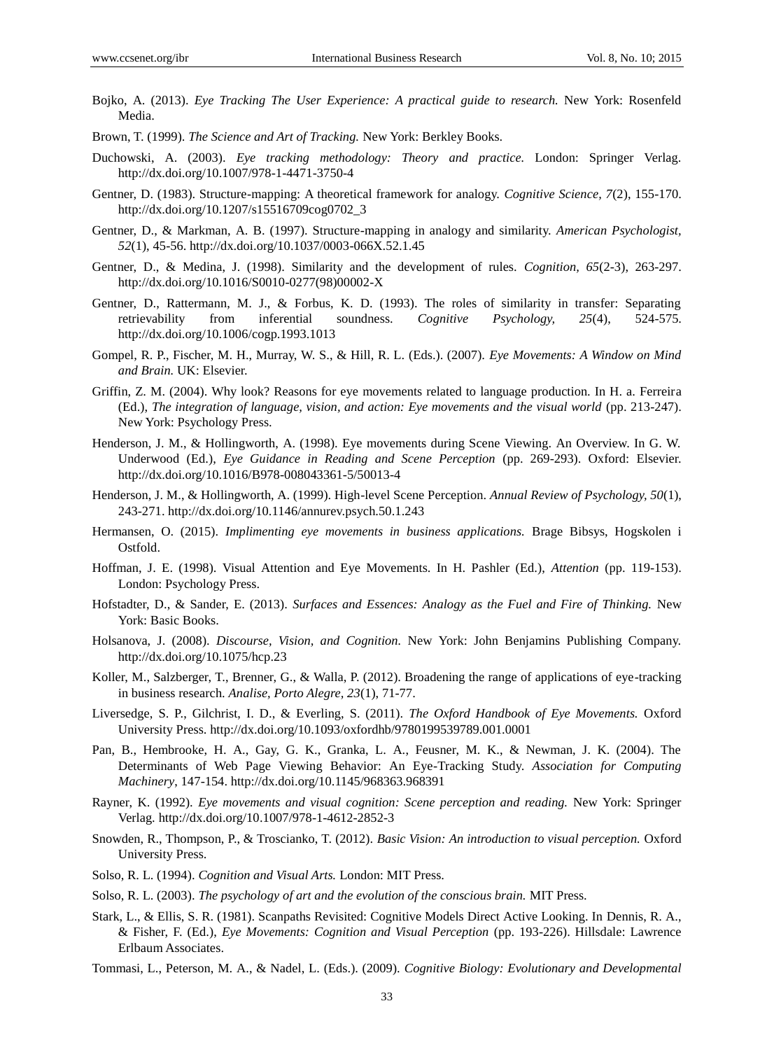Bojko, A. (2013). *Eye Tracking The User Experience: A practical guide to research.* New York: Rosenfeld Media.

Brown, T. (1999). *The Science and Art of Tracking.* New York: Berkley Books.

Duchowski, A. (2003). *Eye tracking methodology: Theory and practice.* London: Springer Verlag. http://dx.doi.org/10.1007/978-1-4471-3750-4

Gentner, D. (1983). Structure-mapping: A theoretical framework for analogy. *Cognitive Science, 7*(2), 155-170. http://dx.doi.org/10.1207/s15516709cog0702_3

Gentner, D., & Markman, A. B. (1997). Structure-mapping in analogy and similarity. *American Psychologist, 52*(1), 45-56. http://dx.doi.org/10.1037/0003-066X.52.1.45

Gentner, D., & Medina, J. (1998). Similarity and the development of rules. *Cognition, 65*(2-3), 263-297. http://dx.doi.org/10.1016/S0010-0277(98)00002-X

Gentner, D., Rattermann, M. J., & Forbus, K. D. (1993). The roles of similarity in transfer: Separating retrievability from inferential soundness. *Cognitive Psychology, 25*(4), 524-575. http://dx.doi.org/10.1006/cogp.1993.1013

Gompel, R. P., Fischer, M. H., Murray, W. S., & Hill, R. L. (Eds.). (2007). *Eye Movements: A Window on Mind and Brain.* UK: Elsevier.

Griffin, Z. M. (2004). Why look? Reasons for eye movements related to language production. In H. a. Ferreira (Ed.), *The integration of language, vision, and action: Eye movements and the visual world* (pp. 213-247). New York: Psychology Press.

Henderson, J. M., & Hollingworth, A. (1998). Eye movements during Scene Viewing. An Overview. In G. W. Underwood (Ed.), *Eye Guidance in Reading and Scene Perception* (pp. 269-293). Oxford: Elsevier. http://dx.doi.org/10.1016/B978-008043361-5/50013-4

Henderson, J. M., & Hollingworth, A. (1999). High-level Scene Perception. *Annual Review of Psychology, 50*(1), 243-271. http://dx.doi.org/10.1146/annurev.psych.50.1.243

Hermansen, O. (2015). *Implimenting eye movements in business applications.* Brage Bibsys, Hogskolen i Ostfold.

Hoffman, J. E. (1998). Visual Attention and Eye Movements. In H. Pashler (Ed.), *Attention* (pp. 119-153). London: Psychology Press.

Hofstadter, D., & Sander, E. (2013). *Surfaces and Essences: Analogy as the Fuel and Fire of Thinking.* New York: Basic Books.

Holsanova, J. (2008). *Discourse, Vision, and Cognition.* New York: John Benjamins Publishing Company. http://dx.doi.org/10.1075/hcp.23

Koller, M., Salzberger, T., Brenner, G., & Walla, P. (2012). Broadening the range of applications of eye-tracking in business research. *Analise, Porto Alegre, 23*(1), 71-77.

Liversedge, S. P., Gilchrist, I. D., & Everling, S. (2011). *The Oxford Handbook of Eye Movements.* Oxford University Press. http://dx.doi.org/10.1093/oxfordhb/9780199539789.001.0001

Pan, B., Hembrooke, H. A., Gay, G. K., Granka, L. A., Feusner, M. K., & Newman, J. K. (2004). The Determinants of Web Page Viewing Behavior: An Eye-Tracking Study. *Association for Computing Machinery,* 147-154. http://dx.doi.org/10.1145/968363.968391

Rayner, K. (1992). *Eye movements and visual cognition: Scene perception and reading.* New York: Springer Verlag. http://dx.doi.org/10.1007/978-1-4612-2852-3

Snowden, R., Thompson, P., & Troscianko, T. (2012). *Basic Vision: An introduction to visual perception.* Oxford University Press.

Solso, R. L. (1994). *Cognition and Visual Arts.* London: MIT Press.

Solso, R. L. (2003). *The psychology of art and the evolution of the conscious brain.* MIT Press.

Stark, L., & Ellis, S. R. (1981). Scanpaths Revisited: Cognitive Models Direct Active Looking. In Dennis, R. A., & Fisher, F. (Ed.), *Eye Movements: Cognition and Visual Perception* (pp. 193-226). Hillsdale: Lawrence Erlbaum Associates.

Tommasi, L., Peterson, M. A., & Nadel, L. (Eds.). (2009). *Cognitive Biology: Evolutionary and Developmental*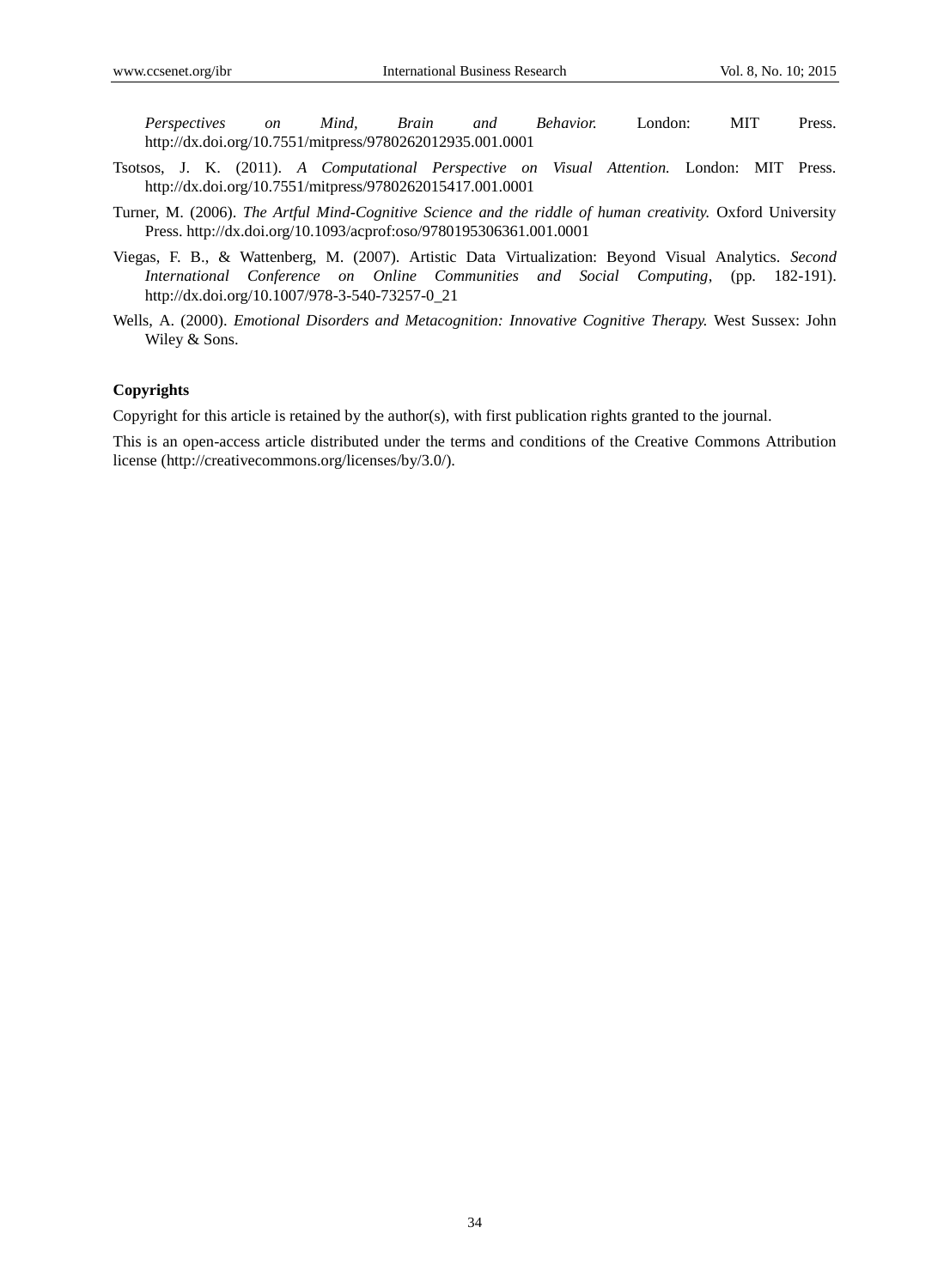*Perspectives on Mind, Brain and Behavior.* London: MIT Press. http://dx.doi.org/10.7551/mitpress/9780262012935.001.0001

Tsotsos, J. K. (2011). *A Computational Perspective on Visual Attention.* London: MIT Press. http://dx.doi.org/10.7551/mitpress/9780262015417.001.0001

Turner, M. (2006). *The Artful Mind-Cognitive Science and the riddle of human creativity.* Oxford University Press. http://dx.doi.org/10.1093/acprof:oso/9780195306361.001.0001

Viegas, F. B., & Wattenberg, M. (2007). Artistic Data Virtualization: Beyond Visual Analytics. *Second International Conference on Online Communities and Social Computing*, (pp. 182-191). http://dx.doi.org/10.1007/978-3-540-73257-0_21

Wells, A. (2000). *Emotional Disorders and Metacognition: Innovative Cognitive Therapy.* West Sussex: John Wiley & Sons.

**Copyrights**

Copyright for this article is retained by the author(s), with first publication rights granted to the journal.

This is an open-access article distributed under the terms and conditions of the Creative Commons Attribution license (http://creativecommons.org/licenses/by/3.0/).